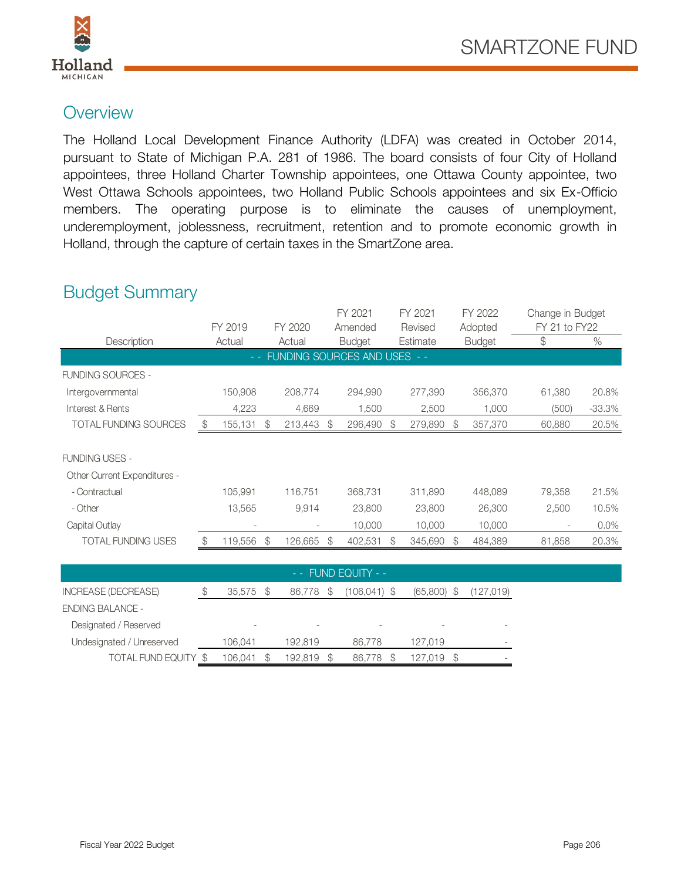# SMARTZONE FUND

## Overview

The Holland Local Development Finance Authority (LDFA) was created in October 2014, pursuant to State of Michigan P.A. 281 of 1986. The board consists of four City of Holland appointees, three Holland Charter Township appointees, one Ottawa County appointee, two West Ottawa Schools appointees, two Holland Public Schools appointees and six Ex-Officio members. The operating purpose is to eliminate the causes of unemployment, underemployment, joblessness, recruitment, retention and to promote economic growth in Holland, through the capture of certain taxes in the SmartZone area.

## Budget Summary

| Description | FY 2019 Actual | FY 2020 Actual | FY 2021 Amended Budget | FY 2021 Revised Estimate | FY 2022 Adopted Budget | Change in Budget FY 21 to FY22 $ | % |
|---|---|---|---|---|---|---|---|
| **- - FUNDING SOURCES AND USES - -** | | | | | | | |
| FUNDING SOURCES - | | | | | | | |
| Intergovernmental | 150,908 | 208,774 | 294,990 | 277,390 | 356,370 | 61,380 | 20.8% |
| Interest & Rents | 4,223 | 4,669 | 1,500 | 2,500 | 1,000 | (500) | -33.3% |
| TOTAL FUNDING SOURCES | $ 155,131 | $ 213,443 | $ 296,490 | $ 279,890 | $ 357,370 | 60,880 | 20.5% |
| FUNDING USES - | | | | | | | |
| Other Current Expenditures - | | | | | | | |
| - Contractual | 105,991 | 116,751 | 368,731 | 311,890 | 448,089 | 79,358 | 21.5% |
| - Other | 13,565 | 9,914 | 23,800 | 23,800 | 26,300 | 2,500 | 10.5% |
| Capital Outlay | - | - | 10,000 | 10,000 | 10,000 | - | 0.0% |
| TOTAL FUNDING USES | $ 119,556 | $ 126,665 | $ 402,531 | $ 345,690 | $ 484,389 | 81,858 | 20.3% |
| **- - FUND EQUITY - -** | | | | | | | |
| INCREASE (DECREASE) | $ 35,575 | $ 86,778 | $ (106,041) | $ (65,800) | $ (127,019) | | |
| ENDING BALANCE - | | | | | | | |
| Designated / Reserved | - | - | - | - | - | | |
| Undesignated / Unreserved | 106,041 | 192,819 | 86,778 | 127,019 | - | | |
| TOTAL FUND EQUITY | $ 106,041 | $ 192,819 | $ 86,778 | $ 127,019 | $ - | | |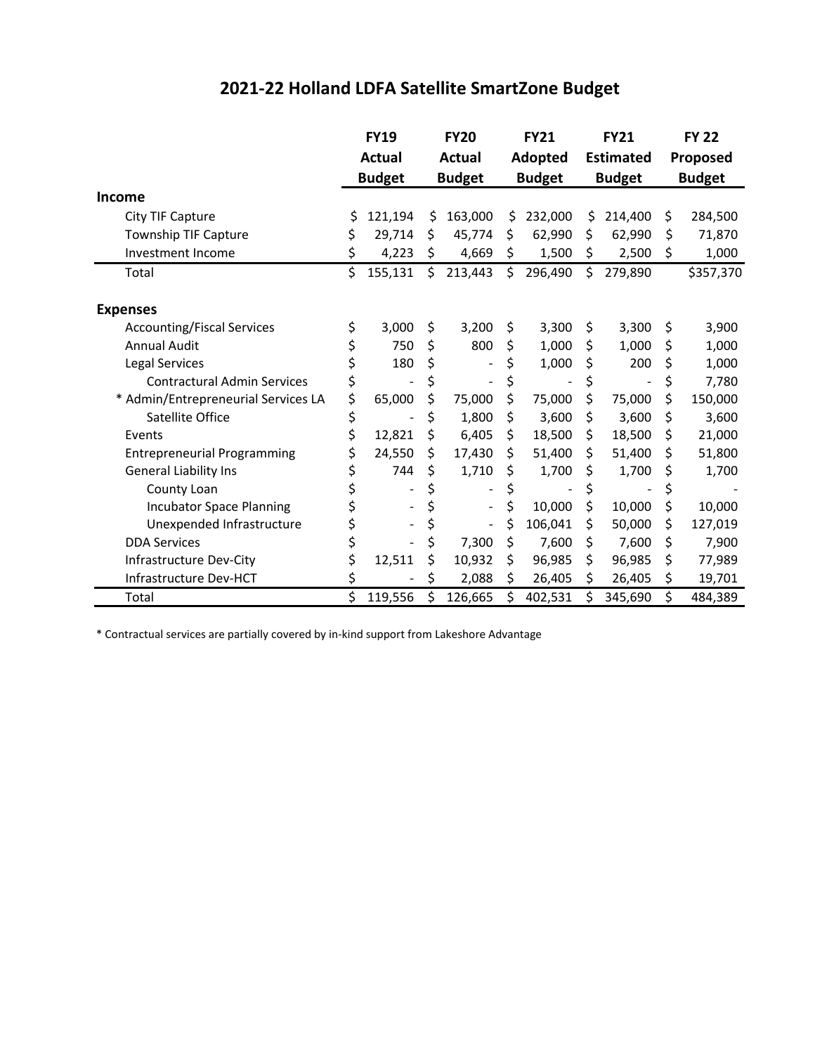# 2021-22 Holland LDFA Satellite SmartZone Budget

| | FY19 Actual Budget | FY20 Actual Budget | FY21 Adopted Budget | FY21 Estimated Budget | FY 22 Proposed Budget |
|---|---|---|---|---|---|
| **Income** | | | | | |
| City TIF Capture | $ 121,194 | $ 163,000 | $ 232,000 | $ 214,400 | $ 284,500 |
| Township TIF Capture | $ 29,714 | $ 45,774 | $ 62,990 | $ 62,990 | $ 71,870 |
| Investment Income | $ 4,223 | $ 4,669 | $ 1,500 | $ 2,500 | $ 1,000 |
| Total | $ 155,131 | $ 213,443 | $ 296,490 | $ 279,890 | $357,370 |
| **Expenses** | | | | | |
| Accounting/Fiscal Services | $ 3,000 | $ 3,200 | $ 3,300 | $ 3,300 | $ 3,900 |
| Annual Audit | $ 750 | $ 800 | $ 1,000 | $ 1,000 | $ 1,000 |
| Legal Services | $ 180 | $ - | $ 1,000 | $ 200 | $ 1,000 |
| Contractural Admin Services | $ - | $ - | $ - | $ - | $ 7,780 |
| * Admin/Entrepreneurial Services LA | $ 65,000 | $ 75,000 | $ 75,000 | $ 75,000 | $ 150,000 |
| Satellite Office | $ - | $ 1,800 | $ 3,600 | $ 3,600 | $ 3,600 |
| Events | $ 12,821 | $ 6,405 | $ 18,500 | $ 18,500 | $ 21,000 |
| Entrepreneurial Programming | $ 24,550 | $ 17,430 | $ 51,400 | $ 51,400 | $ 51,800 |
| General Liability Ins | $ 744 | $ 1,710 | $ 1,700 | $ 1,700 | $ 1,700 |
| County Loan | $ - | $ - | $ - | $ - | $ - |
| Incubator Space Planning | $ - | $ - | $ 10,000 | $ 10,000 | $ 10,000 |
| Unexpended Infrastructure | $ - | $ - | $ 106,041 | $ 50,000 | $ 127,019 |
| DDA Services | $ - | $ 7,300 | $ 7,600 | $ 7,600 | $ 7,900 |
| Infrastructure Dev-City | $ 12,511 | $ 10,932 | $ 96,985 | $ 96,985 | $ 77,989 |
| Infrastructure Dev-HCT | $ - | $ 2,088 | $ 26,405 | $ 26,405 | $ 19,701 |
| Total | $ 119,556 | $ 126,665 | $ 402,531 | $ 345,690 | $ 484,389 |

* Contractual services are partially covered by in-kind support from Lakeshore Advantage